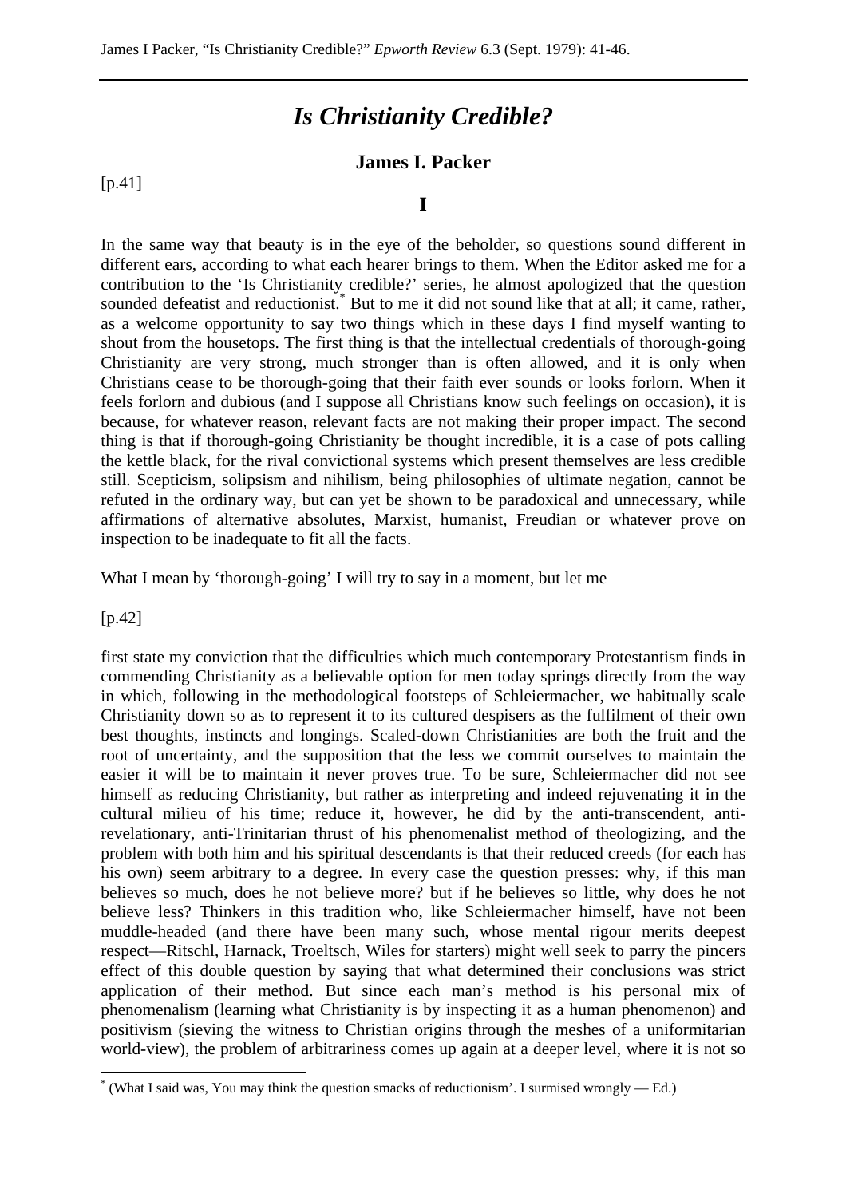# *Is Christianity Credible?*

**James I. Packer**

[p.41]

## I

In the same way that beauty is in the eye of the beholder, so questions sound different in different ears, according to what each hearer brings to them. When the Editor asked me for a contribution to the 'Is Christianity credible?' series, he almost apologized that the question sounded defeatist and reductionist.* But to me it did not sound like that at all; it came, rather, as a welcome opportunity to say two things which in these days I find myself wanting to shout from the housetops. The first thing is that the intellectual credentials of thorough-going Christianity are very strong, much stronger than is often allowed, and it is only when Christians cease to be thorough-going that their faith ever sounds or looks forlorn. When it feels forlorn and dubious (and I suppose all Christians know such feelings on occasion), it is because, for whatever reason, relevant facts are not making their proper impact. The second thing is that if thorough-going Christianity be thought incredible, it is a case of pots calling the kettle black, for the rival convictional systems which present themselves are less credible still. Scepticism, solipsism and nihilism, being philosophies of ultimate negation, cannot be refuted in the ordinary way, but can yet be shown to be paradoxical and unnecessary, while affirmations of alternative absolutes, Marxist, humanist, Freudian or whatever prove on inspection to be inadequate to fit all the facts.

What I mean by 'thorough-going' I will try to say in a moment, but let me

[p.42]

first state my conviction that the difficulties which much contemporary Protestantism finds in commending Christianity as a believable option for men today springs directly from the way in which, following in the methodological footsteps of Schleiermacher, we habitually scale Christianity down so as to represent it to its cultured despisers as the fulfilment of their own best thoughts, instincts and longings. Scaled-down Christianities are both the fruit and the root of uncertainty, and the supposition that the less we commit ourselves to maintain the easier it will be to maintain it never proves true. To be sure, Schleiermacher did not see himself as reducing Christianity, but rather as interpreting and indeed rejuvenating it in the cultural milieu of his time; reduce it, however, he did by the anti-transcendent, anti-revelationary, anti-Trinitarian thrust of his phenomenalist method of theologizing, and the problem with both him and his spiritual descendants is that their reduced creeds (for each has his own) seem arbitrary to a degree. In every case the question presses: why, if this man believes so much, does he not believe more? but if he believes so little, why does he not believe less? Thinkers in this tradition who, like Schleiermacher himself, have not been muddle-headed (and there have been many such, whose mental rigour merits deepest respect—Ritschl, Harnack, Troeltsch, Wiles for starters) might well seek to parry the pincers effect of this double question by saying that what determined their conclusions was strict application of their method. But since each man's method is his personal mix of phenomenalism (learning what Christianity is by inspecting it as a human phenomenon) and positivism (sieving the witness to Christian origins through the meshes of a uniformitarian world-view), the problem of arbitrariness comes up again at a deeper level, where it is not so

* (What I said was, You may think the question smacks of reductionism'. I surmised wrongly — Ed.)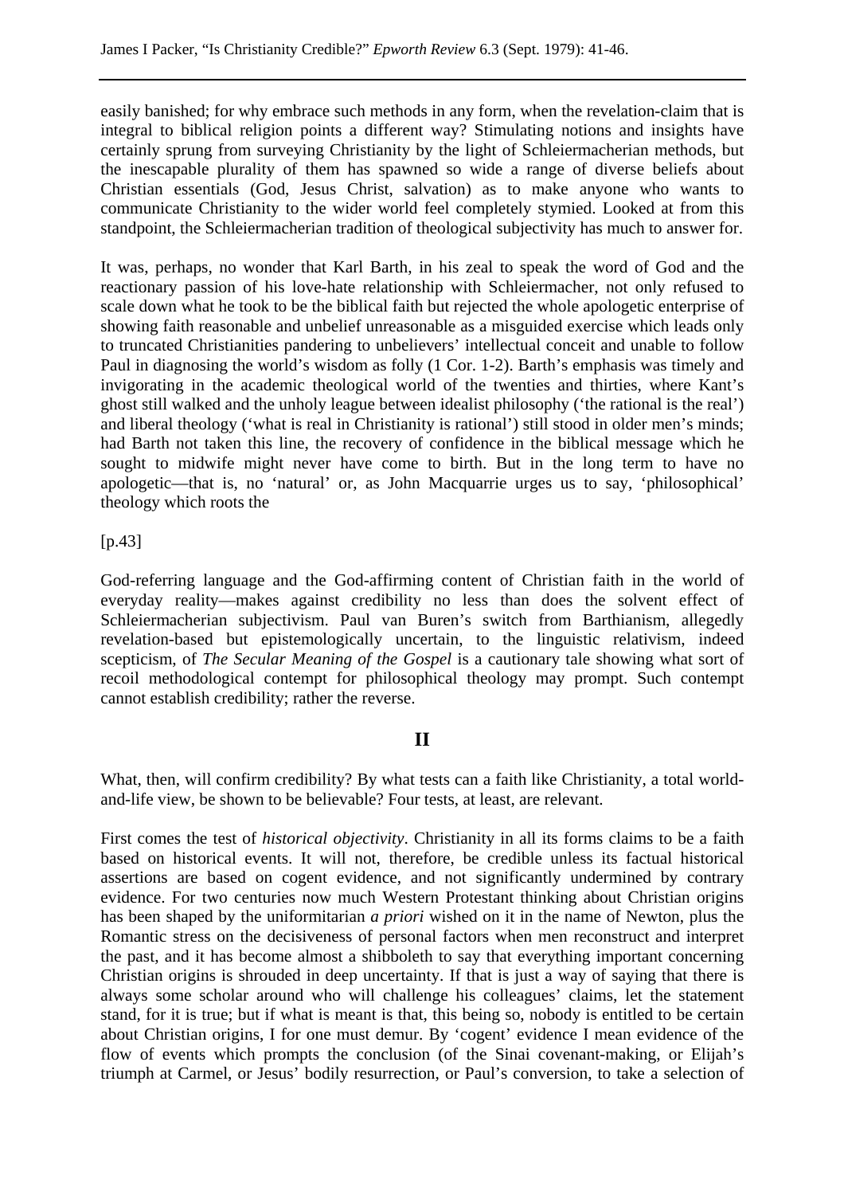easily banished; for why embrace such methods in any form, when the revelation-claim that is integral to biblical religion points a different way? Stimulating notions and insights have certainly sprung from surveying Christianity by the light of Schleiermacherian methods, but the inescapable plurality of them has spawned so wide a range of diverse beliefs about Christian essentials (God, Jesus Christ, salvation) as to make anyone who wants to communicate Christianity to the wider world feel completely stymied. Looked at from this standpoint, the Schleiermacherian tradition of theological subjectivity has much to answer for.

It was, perhaps, no wonder that Karl Barth, in his zeal to speak the word of God and the reactionary passion of his love-hate relationship with Schleiermacher, not only refused to scale down what he took to be the biblical faith but rejected the whole apologetic enterprise of showing faith reasonable and unbelief unreasonable as a misguided exercise which leads only to truncated Christianities pandering to unbelievers' intellectual conceit and unable to follow Paul in diagnosing the world's wisdom as folly (1 Cor. 1-2). Barth's emphasis was timely and invigorating in the academic theological world of the twenties and thirties, where Kant's ghost still walked and the unholy league between idealist philosophy ('the rational is the real') and liberal theology ('what is real in Christianity is rational') still stood in older men's minds; had Barth not taken this line, the recovery of confidence in the biblical message which he sought to midwife might never have come to birth. But in the long term to have no apologetic—that is, no 'natural' or, as John Macquarrie urges us to say, 'philosophical' theology which roots the

[p.43]

God-referring language and the God-affirming content of Christian faith in the world of everyday reality—makes against credibility no less than does the solvent effect of Schleiermacherian subjectivism. Paul van Buren's switch from Barthianism, allegedly revelation-based but epistemologically uncertain, to the linguistic relativism, indeed scepticism, of *The Secular Meaning of the Gospel* is a cautionary tale showing what sort of recoil methodological contempt for philosophical theology may prompt. Such contempt cannot establish credibility; rather the reverse.

## II

What, then, will confirm credibility? By what tests can a faith like Christianity, a total world-and-life view, be shown to be believable? Four tests, at least, are relevant.

First comes the test of *historical objectivity*. Christianity in all its forms claims to be a faith based on historical events. It will not, therefore, be credible unless its factual historical assertions are based on cogent evidence, and not significantly undermined by contrary evidence. For two centuries now much Western Protestant thinking about Christian origins has been shaped by the uniformitarian *a priori* wished on it in the name of Newton, plus the Romantic stress on the decisiveness of personal factors when men reconstruct and interpret the past, and it has become almost a shibboleth to say that everything important concerning Christian origins is shrouded in deep uncertainty. If that is just a way of saying that there is always some scholar around who will challenge his colleagues' claims, let the statement stand, for it is true; but if what is meant is that, this being so, nobody is entitled to be certain about Christian origins, I for one must demur. By 'cogent' evidence I mean evidence of the flow of events which prompts the conclusion (of the Sinai covenant-making, or Elijah's triumph at Carmel, or Jesus' bodily resurrection, or Paul's conversion, to take a selection of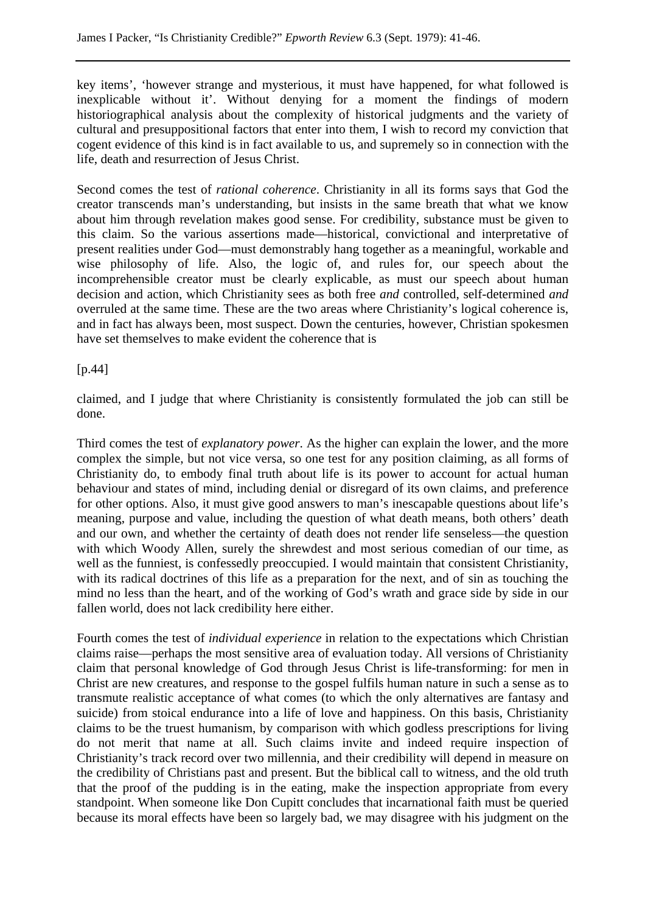key items', 'however strange and mysterious, it must have happened, for what followed is inexplicable without it'. Without denying for a moment the findings of modern historiographical analysis about the complexity of historical judgments and the variety of cultural and presuppositional factors that enter into them, I wish to record my conviction that cogent evidence of this kind is in fact available to us, and supremely so in connection with the life, death and resurrection of Jesus Christ.

Second comes the test of *rational coherence*. Christianity in all its forms says that God the creator transcends man's understanding, but insists in the same breath that what we know about him through revelation makes good sense. For credibility, substance must be given to this claim. So the various assertions made—historical, convictional and interpretative of present realities under God—must demonstrably hang together as a meaningful, workable and wise philosophy of life. Also, the logic of, and rules for, our speech about the incomprehensible creator must be clearly explicable, as must our speech about human decision and action, which Christianity sees as both free *and* controlled, self-determined *and* overruled at the same time. These are the two areas where Christianity's logical coherence is, and in fact has always been, most suspect. Down the centuries, however, Christian spokesmen have set themselves to make evident the coherence that is

[p.44]

claimed, and I judge that where Christianity is consistently formulated the job can still be done.

Third comes the test of *explanatory power*. As the higher can explain the lower, and the more complex the simple, but not vice versa, so one test for any position claiming, as all forms of Christianity do, to embody final truth about life is its power to account for actual human behaviour and states of mind, including denial or disregard of its own claims, and preference for other options. Also, it must give good answers to man's inescapable questions about life's meaning, purpose and value, including the question of what death means, both others' death and our own, and whether the certainty of death does not render life senseless—the question with which Woody Allen, surely the shrewdest and most serious comedian of our time, as well as the funniest, is confessedly preoccupied. I would maintain that consistent Christianity, with its radical doctrines of this life as a preparation for the next, and of sin as touching the mind no less than the heart, and of the working of God's wrath and grace side by side in our fallen world, does not lack credibility here either.

Fourth comes the test of *individual experience* in relation to the expectations which Christian claims raise—perhaps the most sensitive area of evaluation today. All versions of Christianity claim that personal knowledge of God through Jesus Christ is life-transforming: for men in Christ are new creatures, and response to the gospel fulfils human nature in such a sense as to transmute realistic acceptance of what comes (to which the only alternatives are fantasy and suicide) from stoical endurance into a life of love and happiness. On this basis, Christianity claims to be the truest humanism, by comparison with which godless prescriptions for living do not merit that name at all. Such claims invite and indeed require inspection of Christianity's track record over two millennia, and their credibility will depend in measure on the credibility of Christians past and present. But the biblical call to witness, and the old truth that the proof of the pudding is in the eating, make the inspection appropriate from every standpoint. When someone like Don Cupitt concludes that incarnational faith must be queried because its moral effects have been so largely bad, we may disagree with his judgment on the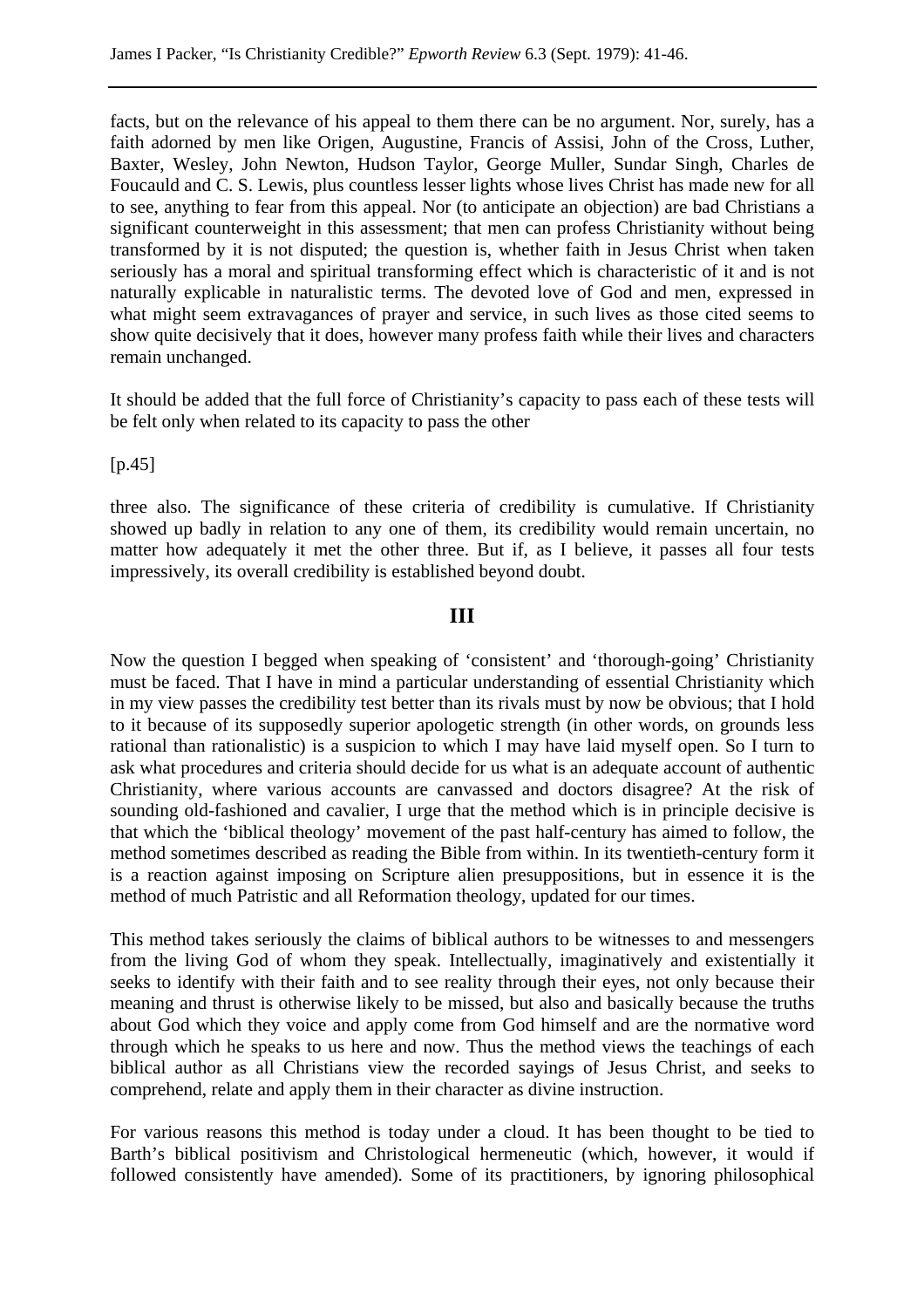facts, but on the relevance of his appeal to them there can be no argument. Nor, surely, has a faith adorned by men like Origen, Augustine, Francis of Assisi, John of the Cross, Luther, Baxter, Wesley, John Newton, Hudson Taylor, George Muller, Sundar Singh, Charles de Foucauld and C. S. Lewis, plus countless lesser lights whose lives Christ has made new for all to see, anything to fear from this appeal. Nor (to anticipate an objection) are bad Christians a significant counterweight in this assessment; that men can profess Christianity without being transformed by it is not disputed; the question is, whether faith in Jesus Christ when taken seriously has a moral and spiritual transforming effect which is characteristic of it and is not naturally explicable in naturalistic terms. The devoted love of God and men, expressed in what might seem extravagances of prayer and service, in such lives as those cited seems to show quite decisively that it does, however many profess faith while their lives and characters remain unchanged.

It should be added that the full force of Christianity's capacity to pass each of these tests will be felt only when related to its capacity to pass the other

[p.45]

three also. The significance of these criteria of credibility is cumulative. If Christianity showed up badly in relation to any one of them, its credibility would remain uncertain, no matter how adequately it met the other three. But if, as I believe, it passes all four tests impressively, its overall credibility is established beyond doubt.

## III

Now the question I begged when speaking of 'consistent' and 'thorough-going' Christianity must be faced. That I have in mind a particular understanding of essential Christianity which in my view passes the credibility test better than its rivals must by now be obvious; that I hold to it because of its supposedly superior apologetic strength (in other words, on grounds less rational than rationalistic) is a suspicion to which I may have laid myself open. So I turn to ask what procedures and criteria should decide for us what is an adequate account of authentic Christianity, where various accounts are canvassed and doctors disagree? At the risk of sounding old-fashioned and cavalier, I urge that the method which is in principle decisive is that which the 'biblical theology' movement of the past half-century has aimed to follow, the method sometimes described as reading the Bible from within. In its twentieth-century form it is a reaction against imposing on Scripture alien presuppositions, but in essence it is the method of much Patristic and all Reformation theology, updated for our times.

This method takes seriously the claims of biblical authors to be witnesses to and messengers from the living God of whom they speak. Intellectually, imaginatively and existentially it seeks to identify with their faith and to see reality through their eyes, not only because their meaning and thrust is otherwise likely to be missed, but also and basically because the truths about God which they voice and apply come from God himself and are the normative word through which he speaks to us here and now. Thus the method views the teachings of each biblical author as all Christians view the recorded sayings of Jesus Christ, and seeks to comprehend, relate and apply them in their character as divine instruction.

For various reasons this method is today under a cloud. It has been thought to be tied to Barth's biblical positivism and Christological hermeneutic (which, however, it would if followed consistently have amended). Some of its practitioners, by ignoring philosophical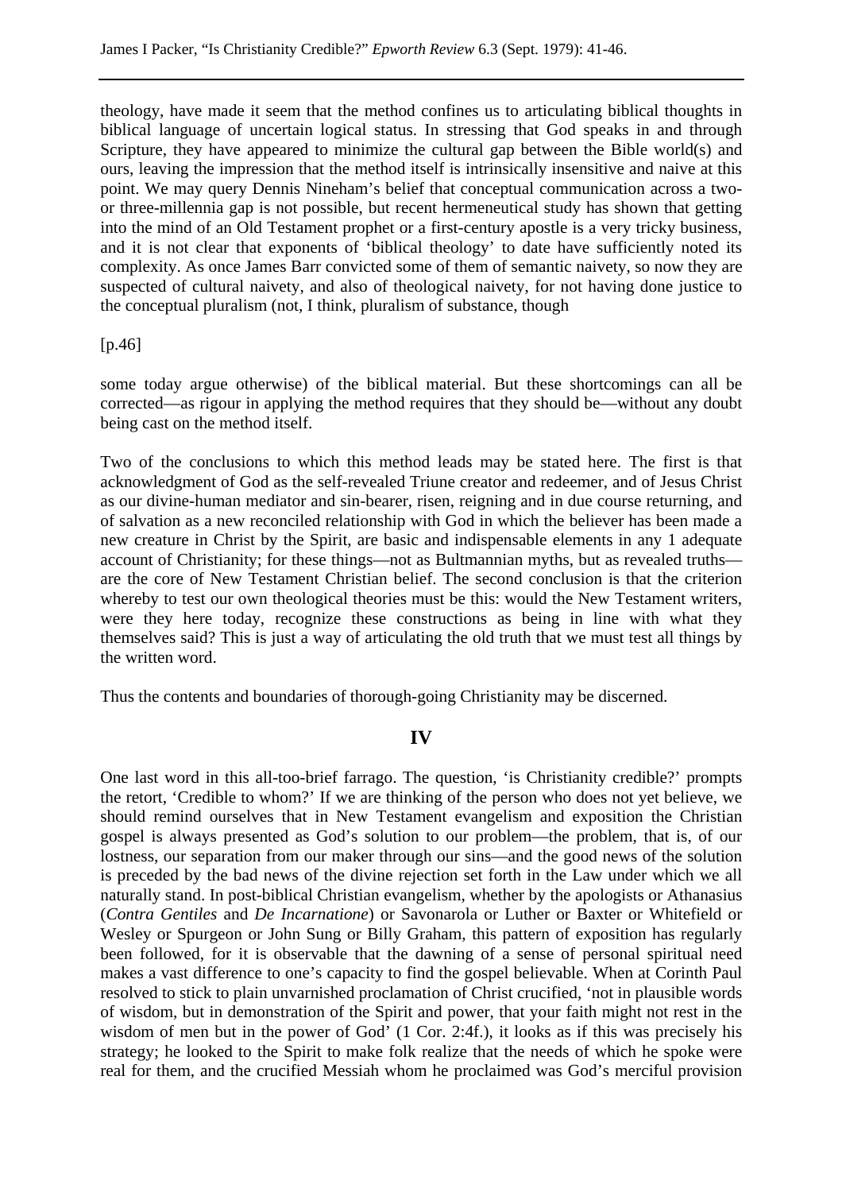theology, have made it seem that the method confines us to articulating biblical thoughts in biblical language of uncertain logical status. In stressing that God speaks in and through Scripture, they have appeared to minimize the cultural gap between the Bible world(s) and ours, leaving the impression that the method itself is intrinsically insensitive and naive at this point. We may query Dennis Nineham's belief that conceptual communication across a two- or three-millennia gap is not possible, but recent hermeneutical study has shown that getting into the mind of an Old Testament prophet or a first-century apostle is a very tricky business, and it is not clear that exponents of 'biblical theology' to date have sufficiently noted its complexity. As once James Barr convicted some of them of semantic naivety, so now they are suspected of cultural naivety, and also of theological naivety, for not having done justice to the conceptual pluralism (not, I think, pluralism of substance, though

[p.46]

some today argue otherwise) of the biblical material. But these shortcomings can all be corrected—as rigour in applying the method requires that they should be—without any doubt being cast on the method itself.

Two of the conclusions to which this method leads may be stated here. The first is that acknowledgment of God as the self-revealed Triune creator and redeemer, and of Jesus Christ as our divine-human mediator and sin-bearer, risen, reigning and in due course returning, and of salvation as a new reconciled relationship with God in which the believer has been made a new creature in Christ by the Spirit, are basic and indispensable elements in any 1 adequate account of Christianity; for these things—not as Bultmannian myths, but as revealed truths—are the core of New Testament Christian belief. The second conclusion is that the criterion whereby to test our own theological theories must be this: would the New Testament writers, were they here today, recognize these constructions as being in line with what they themselves said? This is just a way of articulating the old truth that we must test all things by the written word.

Thus the contents and boundaries of thorough-going Christianity may be discerned.

## IV

One last word in this all-too-brief farrago. The question, 'is Christianity credible?' prompts the retort, 'Credible to whom?' If we are thinking of the person who does not yet believe, we should remind ourselves that in New Testament evangelism and exposition the Christian gospel is always presented as God's solution to our problem—the problem, that is, of our lostness, our separation from our maker through our sins—and the good news of the solution is preceded by the bad news of the divine rejection set forth in the Law under which we all naturally stand. In post-biblical Christian evangelism, whether by the apologists or Athanasius (*Contra Gentiles* and *De Incarnatione*) or Savonarola or Luther or Baxter or Whitefield or Wesley or Spurgeon or John Sung or Billy Graham, this pattern of exposition has regularly been followed, for it is observable that the dawning of a sense of personal spiritual need makes a vast difference to one's capacity to find the gospel believable. When at Corinth Paul resolved to stick to plain unvarnished proclamation of Christ crucified, 'not in plausible words of wisdom, but in demonstration of the Spirit and power, that your faith might not rest in the wisdom of men but in the power of God' (1 Cor. 2:4f.), it looks as if this was precisely his strategy; he looked to the Spirit to make folk realize that the needs of which he spoke were real for them, and the crucified Messiah whom he proclaimed was God's merciful provision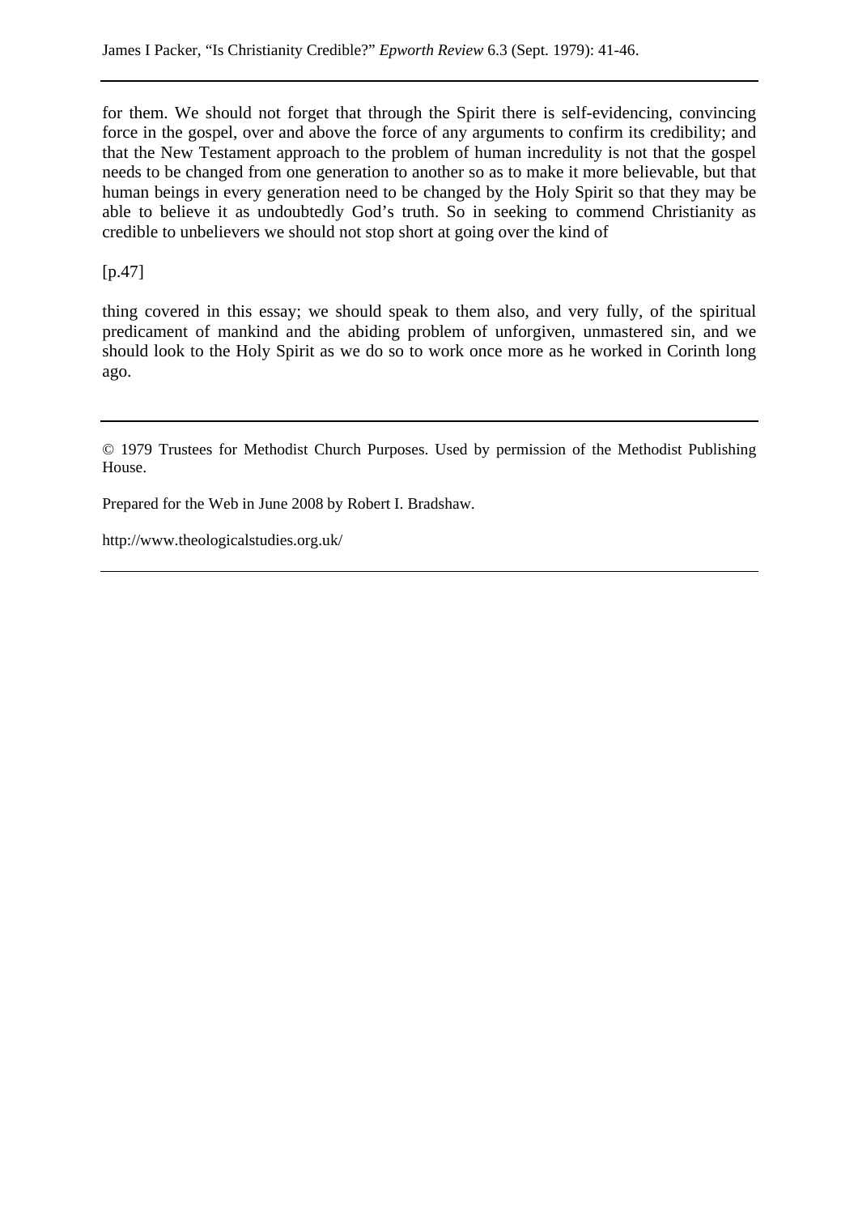for them. We should not forget that through the Spirit there is self-evidencing, convincing force in the gospel, over and above the force of any arguments to confirm its credibility; and that the New Testament approach to the problem of human incredulity is not that the gospel needs to be changed from one generation to another so as to make it more believable, but that human beings in every generation need to be changed by the Holy Spirit so that they may be able to believe it as undoubtedly God's truth. So in seeking to commend Christianity as credible to unbelievers we should not stop short at going over the kind of

[p.47]

thing covered in this essay; we should speak to them also, and very fully, of the spiritual predicament of mankind and the abiding problem of unforgiven, unmastered sin, and we should look to the Holy Spirit as we do so to work once more as he worked in Corinth long ago.

---

© 1979 Trustees for Methodist Church Purposes. Used by permission of the Methodist Publishing House.

Prepared for the Web in June 2008 by Robert I. Bradshaw.

http://www.theologicalstudies.org.uk/